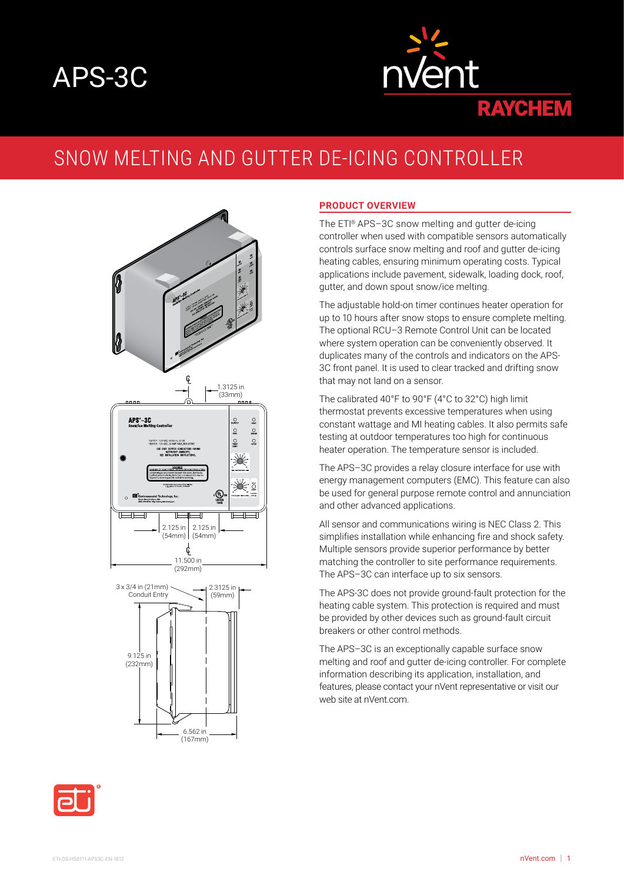# APS-3C

nVent RAYCHEM

## SNOW MELTING AND GUTTER DE-ICING CONTROLLER

### PRODUCT OVERVIEW

The ETI® APS–3C snow melting and gutter de-icing controller when used with compatible sensors automatically controls surface snow melting and roof and gutter de-icing heating cables, ensuring minimum operating costs. Typical applications include pavement, sidewalk, loading dock, roof, gutter, and down spout snow/ice melting.

The adjustable hold-on timer continues heater operation for up to 10 hours after snow stops to ensure complete melting. The optional RCU–3 Remote Control Unit can be located where system operation can be conveniently observed. It duplicates many of the controls and indicators on the APS-3C front panel. It is used to clear tracked and drifting snow that may not land on a sensor.

The calibrated 40°F to 90°F (4°C to 32°C) high limit thermostat prevents excessive temperatures when using constant wattage and MI heating cables. It also permits safe testing at outdoor temperatures too high for continuous heater operation. The temperature sensor is included.

The APS–3C provides a relay closure interface for use with energy management computers (EMC). This feature can also be used for general purpose remote control and annunciation and other advanced applications.

All sensor and communications wiring is NEC Class 2. This simplifies installation while enhancing fire and shock safety. Multiple sensors provide superior performance by better matching the controller to site performance requirements. The APS–3C can interface up to six sensors.

The APS-3C does not provide ground-fault protection for the heating cable system. This protection is required and must be provided by other devices such as ground-fault circuit breakers or other control methods.

The APS–3C is an exceptionally capable surface snow melting and roof and gutter de-icing controller. For complete information describing its application, installation, and features, please contact your nVent representative or visit our web site at nVent.com.

1.3125 in (33mm)

2.125 in (54mm) | 2.125 in (54mm)

11.500 in (292mm)

3 x 3/4 in (21mm) Conduit Entry

2.3125 in (59mm)

9.125 in (232mm)

6.562 in (167mm)

ETI-DS-H58111-APS3C-EN-1812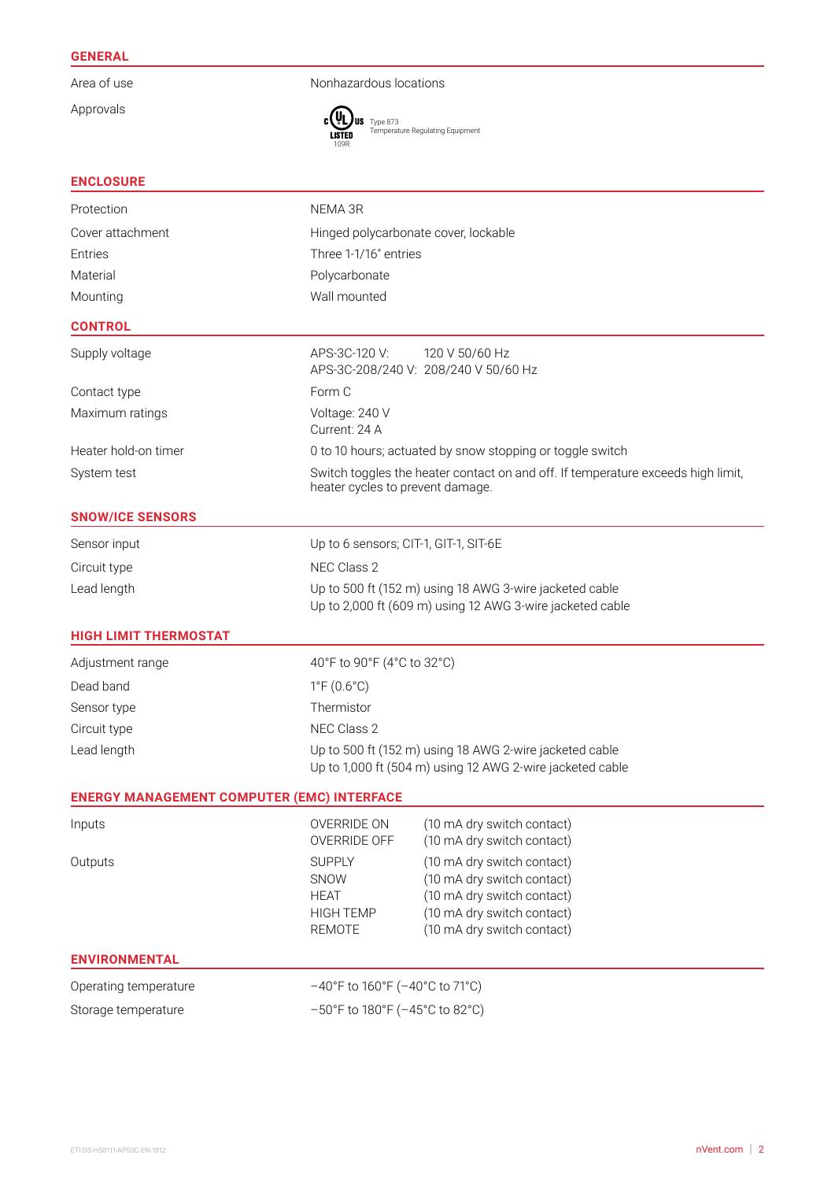## GENERAL

| | |
|---|---|
| Area of use | Nonhazardous locations |
| Approvals | c UL us LISTED 109R Type 873 Temperature Regulating Equipment |

## ENCLOSURE

| | |
|---|---|
| Protection | NEMA 3R |
| Cover attachment | Hinged polycarbonate cover, lockable |
| Entries | Three 1-1/16" entries |
| Material | Polycarbonate |
| Mounting | Wall mounted |

## CONTROL

| | |
|---|---|
| Supply voltage | APS-3C-120 V: 120 V 50/60 Hz<br>APS-3C-208/240 V: 208/240 V 50/60 Hz |
| Contact type | Form C |
| Maximum ratings | Voltage: 240 V<br>Current: 24 A |
| Heater hold-on timer | 0 to 10 hours; actuated by snow stopping or toggle switch |
| System test | Switch toggles the heater contact on and off. If temperature exceeds high limit, heater cycles to prevent damage. |

## SNOW/ICE SENSORS

| | |
|---|---|
| Sensor input | Up to 6 sensors; CIT-1, GIT-1, SIT-6E |
| Circuit type | NEC Class 2 |
| Lead length | Up to 500 ft (152 m) using 18 AWG 3-wire jacketed cable<br>Up to 2,000 ft (609 m) using 12 AWG 3-wire jacketed cable |

## HIGH LIMIT THERMOSTAT

| | |
|---|---|
| Adjustment range | 40°F to 90°F (4°C to 32°C) |
| Dead band | 1°F (0.6°C) |
| Sensor type | Thermistor |
| Circuit type | NEC Class 2 |
| Lead length | Up to 500 ft (152 m) using 18 AWG 2-wire jacketed cable<br>Up to 1,000 ft (504 m) using 12 AWG 2-wire jacketed cable |

## ENERGY MANAGEMENT COMPUTER (EMC) INTERFACE

| | | |
|---|---|---|
| Inputs | OVERRIDE ON | (10 mA dry switch contact) |
| | OVERRIDE OFF | (10 mA dry switch contact) |
| Outputs | SUPPLY | (10 mA dry switch contact) |
| | SNOW | (10 mA dry switch contact) |
| | HEAT | (10 mA dry switch contact) |
| | HIGH TEMP | (10 mA dry switch contact) |
| | REMOTE | (10 mA dry switch contact) |

## ENVIRONMENTAL

| | |
|---|---|
| Operating temperature | –40°F to 160°F (–40°C to 71°C) |
| Storage temperature | –50°F to 180°F (–45°C to 82°C) |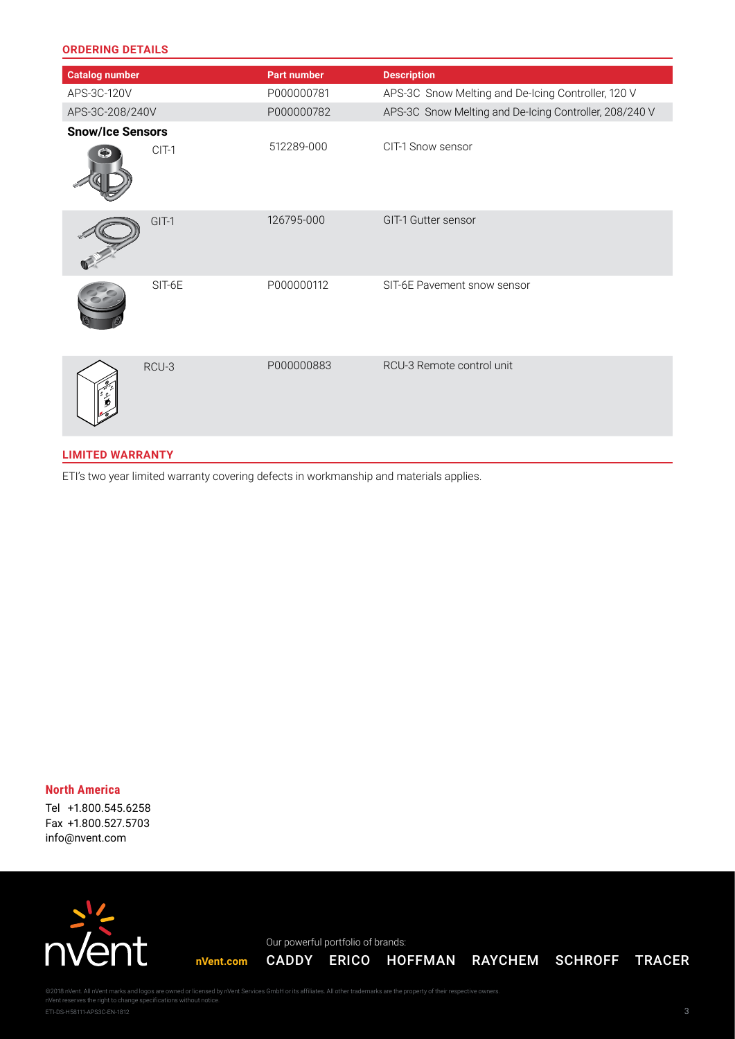## ORDERING DETAILS

| Catalog number | Part number | Description |
| --- | --- | --- |
| APS-3C-120V | P000000781 | APS-3C Snow Melting and De-Icing Controller, 120 V |
| APS-3C-208/240V | P000000782 | APS-3C Snow Melting and De-Icing Controller, 208/240 V |
| **Snow/Ice Sensors** | | |
| CIT-1 | 512289-000 | CIT-1 Snow sensor |
| GIT-1 | 126795-000 | GIT-1 Gutter sensor |
| SIT-6E | P000000112 | SIT-6E Pavement snow sensor |
| RCU-3 | P000000883 | RCU-3 Remote control unit |

## LIMITED WARRANTY

ETI's two year limited warranty covering defects in workmanship and materials applies.

**North America**

Tel +1.800.545.6258
Fax +1.800.527.5703
info@nvent.com

nVent.com

Our powerful portfolio of brands:

CADDY ERICO HOFFMAN RAYCHEM SCHROFF TRACER

©2018 nVent. All nVent marks and logos are owned or licensed by nVent Services GmbH or its affiliates. All other trademarks are the property of their respective owners.
nVent reserves the right to change specifications without notice.

ETI-DS-H58111-APS3C-EN-1812